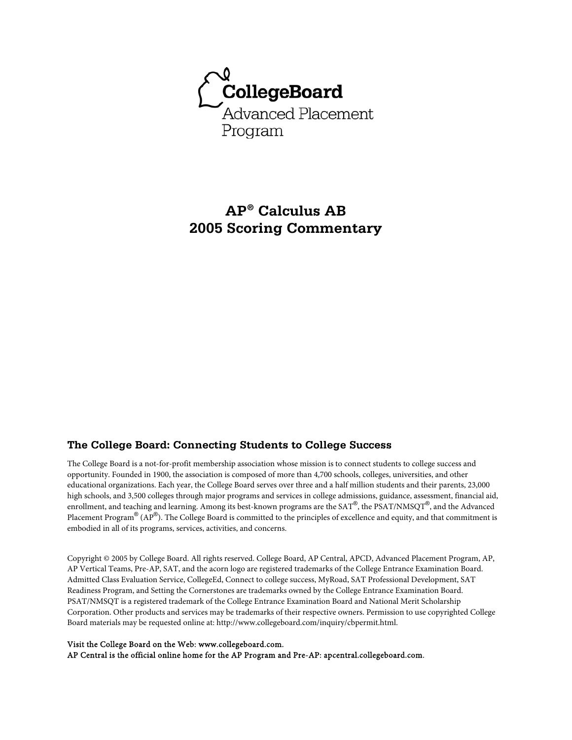CollegeBoard
Advanced Placement
Program

# AP® Calculus AB
# 2005 Scoring Commentary

## The College Board: Connecting Students to College Success

The College Board is a not-for-profit membership association whose mission is to connect students to college success and opportunity. Founded in 1900, the association is composed of more than 4,700 schools, colleges, universities, and other educational organizations. Each year, the College Board serves over three and a half million students and their parents, 23,000 high schools, and 3,500 colleges through major programs and services in college admissions, guidance, assessment, financial aid, enrollment, and teaching and learning. Among its best-known programs are the SAT®, the PSAT/NMSQT®, and the Advanced Placement Program® (AP®). The College Board is committed to the principles of excellence and equity, and that commitment is embodied in all of its programs, services, activities, and concerns.

Copyright © 2005 by College Board. All rights reserved. College Board, AP Central, APCD, Advanced Placement Program, AP, AP Vertical Teams, Pre-AP, SAT, and the acorn logo are registered trademarks of the College Entrance Examination Board. Admitted Class Evaluation Service, CollegeEd, Connect to college success, MyRoad, SAT Professional Development, SAT Readiness Program, and Setting the Cornerstones are trademarks owned by the College Entrance Examination Board. PSAT/NMSQT is a registered trademark of the College Entrance Examination Board and National Merit Scholarship Corporation. Other products and services may be trademarks of their respective owners. Permission to use copyrighted College Board materials may be requested online at: http://www.collegeboard.com/inquiry/cbpermit.html.

Visit the College Board on the Web: www.collegeboard.com.
AP Central is the official online home for the AP Program and Pre-AP: apcentral.collegeboard.com.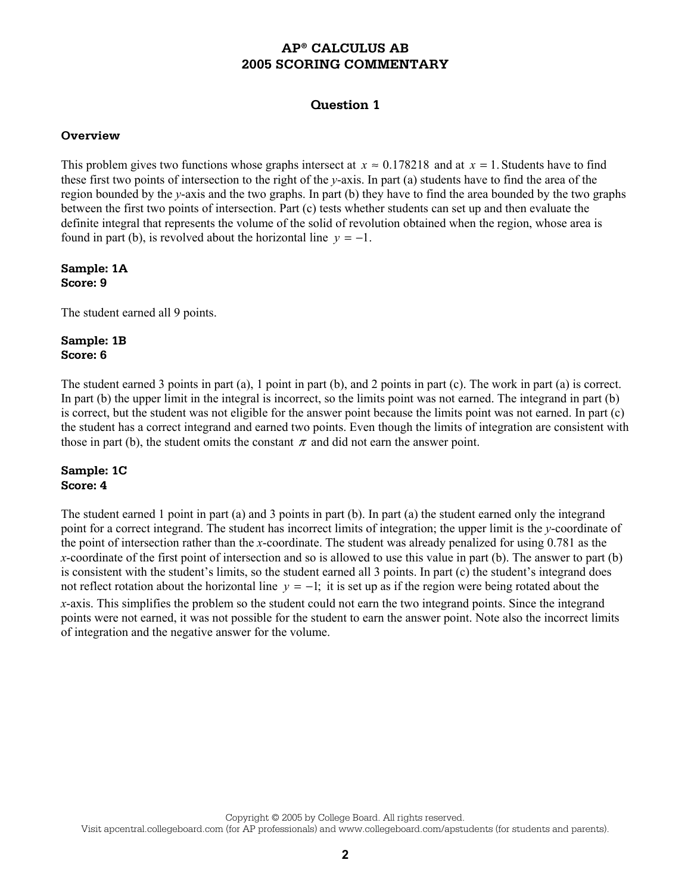# AP® CALCULUS AB
# 2005 SCORING COMMENTARY

## Question 1

### Overview

This problem gives two functions whose graphs intersect at $x \approx 0.178218$ and at $x = 1$. Students have to find these first two points of intersection to the right of the *y*-axis. In part (a) students have to find the area of the region bounded by the *y*-axis and the two graphs. In part (b) they have to find the area bounded by the two graphs between the first two points of intersection. Part (c) tests whether students can set up and then evaluate the definite integral that represents the volume of the solid of revolution obtained when the region, whose area is found in part (b), is revolved about the horizontal line $y = -1$.

**Sample: 1A**
**Score: 9**

The student earned all 9 points.

**Sample: 1B**
**Score: 6**

The student earned 3 points in part (a), 1 point in part (b), and 2 points in part (c). The work in part (a) is correct. In part (b) the upper limit in the integral is incorrect, so the limits point was not earned. The integrand in part (b) is correct, but the student was not eligible for the answer point because the limits point was not earned. In part (c) the student has a correct integrand and earned two points. Even though the limits of integration are consistent with those in part (b), the student omits the constant $\pi$ and did not earn the answer point.

**Sample: 1C**
**Score: 4**

The student earned 1 point in part (a) and 3 points in part (b). In part (a) the student earned only the integrand point for a correct integrand. The student has incorrect limits of integration; the upper limit is the *y*-coordinate of the point of intersection rather than the *x*-coordinate. The student was already penalized for using 0.781 as the *x*-coordinate of the first point of intersection and so is allowed to use this value in part (b). The answer to part (b) is consistent with the student's limits, so the student earned all 3 points. In part (c) the student's integrand does not reflect rotation about the horizontal line $y = -1$; it is set up as if the region were being rotated about the *x*-axis. This simplifies the problem so the student could not earn the two integrand points. Since the integrand points were not earned, it was not possible for the student to earn the answer point. Note also the incorrect limits of integration and the negative answer for the volume.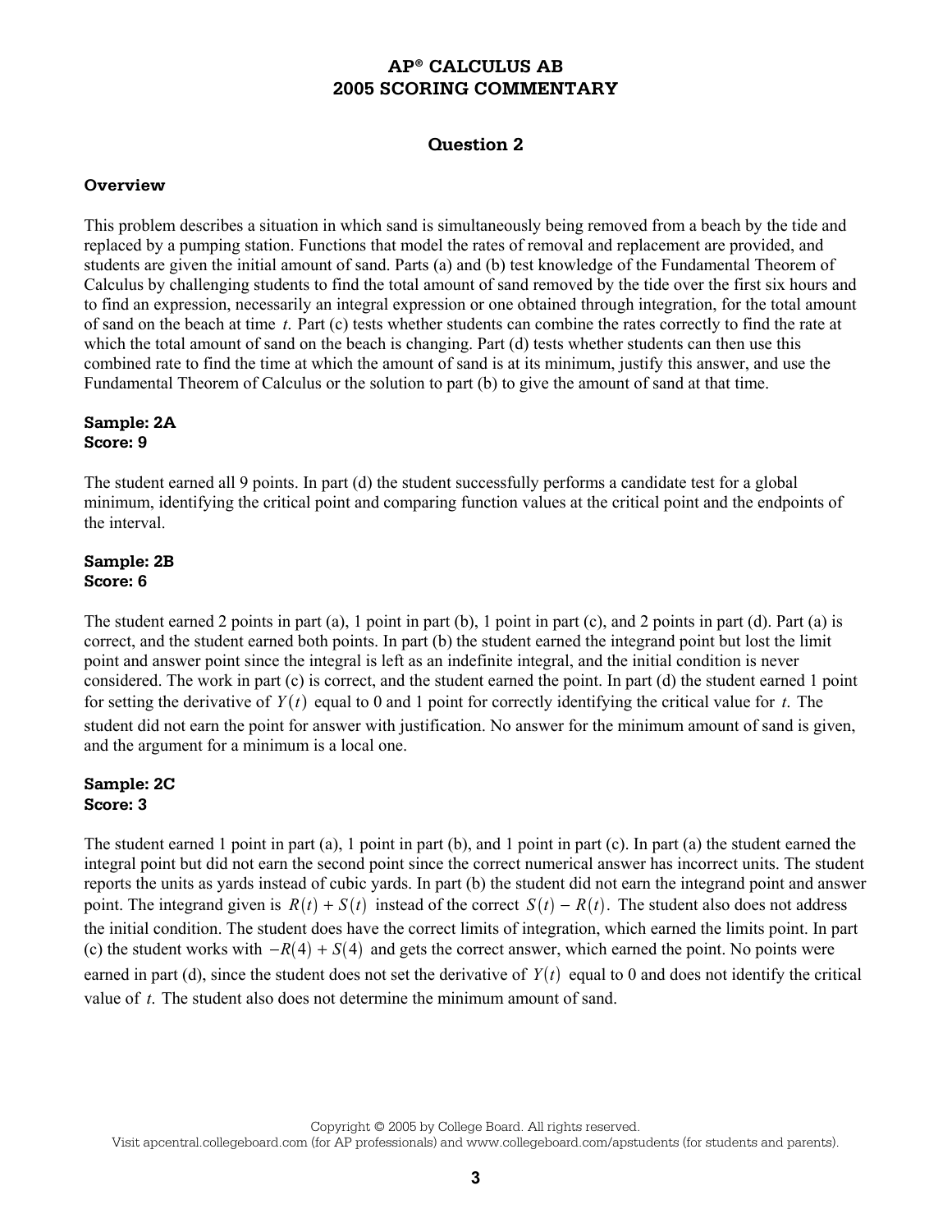# AP® CALCULUS AB
# 2005 SCORING COMMENTARY

## Question 2

### Overview

This problem describes a situation in which sand is simultaneously being removed from a beach by the tide and replaced by a pumping station. Functions that model the rates of removal and replacement are provided, and students are given the initial amount of sand. Parts (a) and (b) test knowledge of the Fundamental Theorem of Calculus by challenging students to find the total amount of sand removed by the tide over the first six hours and to find an expression, necessarily an integral expression or one obtained through integration, for the total amount of sand on the beach at time $t$. Part (c) tests whether students can combine the rates correctly to find the rate at which the total amount of sand on the beach is changing. Part (d) tests whether students can then use this combined rate to find the time at which the amount of sand is at its minimum, justify this answer, and use the Fundamental Theorem of Calculus or the solution to part (b) to give the amount of sand at that time.

**Sample: 2A**
**Score: 9**

The student earned all 9 points. In part (d) the student successfully performs a candidate test for a global minimum, identifying the critical point and comparing function values at the critical point and the endpoints of the interval.

**Sample: 2B**
**Score: 6**

The student earned 2 points in part (a), 1 point in part (b), 1 point in part (c), and 2 points in part (d). Part (a) is correct, and the student earned both points. In part (b) the student earned the integrand point but lost the limit point and answer point since the integral is left as an indefinite integral, and the initial condition is never considered. The work in part (c) is correct, and the student earned the point. In part (d) the student earned 1 point for setting the derivative of $Y(t)$ equal to 0 and 1 point for correctly identifying the critical value for $t$. The student did not earn the point for answer with justification. No answer for the minimum amount of sand is given, and the argument for a minimum is a local one.

**Sample: 2C**
**Score: 3**

The student earned 1 point in part (a), 1 point in part (b), and 1 point in part (c). In part (a) the student earned the integral point but did not earn the second point since the correct numerical answer has incorrect units. The student reports the units as yards instead of cubic yards. In part (b) the student did not earn the integrand point and answer point. The integrand given is $R(t) + S(t)$ instead of the correct $S(t) - R(t)$. The student also does not address the initial condition. The student does have the correct limits of integration, which earned the limits point. In part (c) the student works with $-R(4) + S(4)$ and gets the correct answer, which earned the point. No points were earned in part (d), since the student does not set the derivative of $Y(t)$ equal to 0 and does not identify the critical value of $t$. The student also does not determine the minimum amount of sand.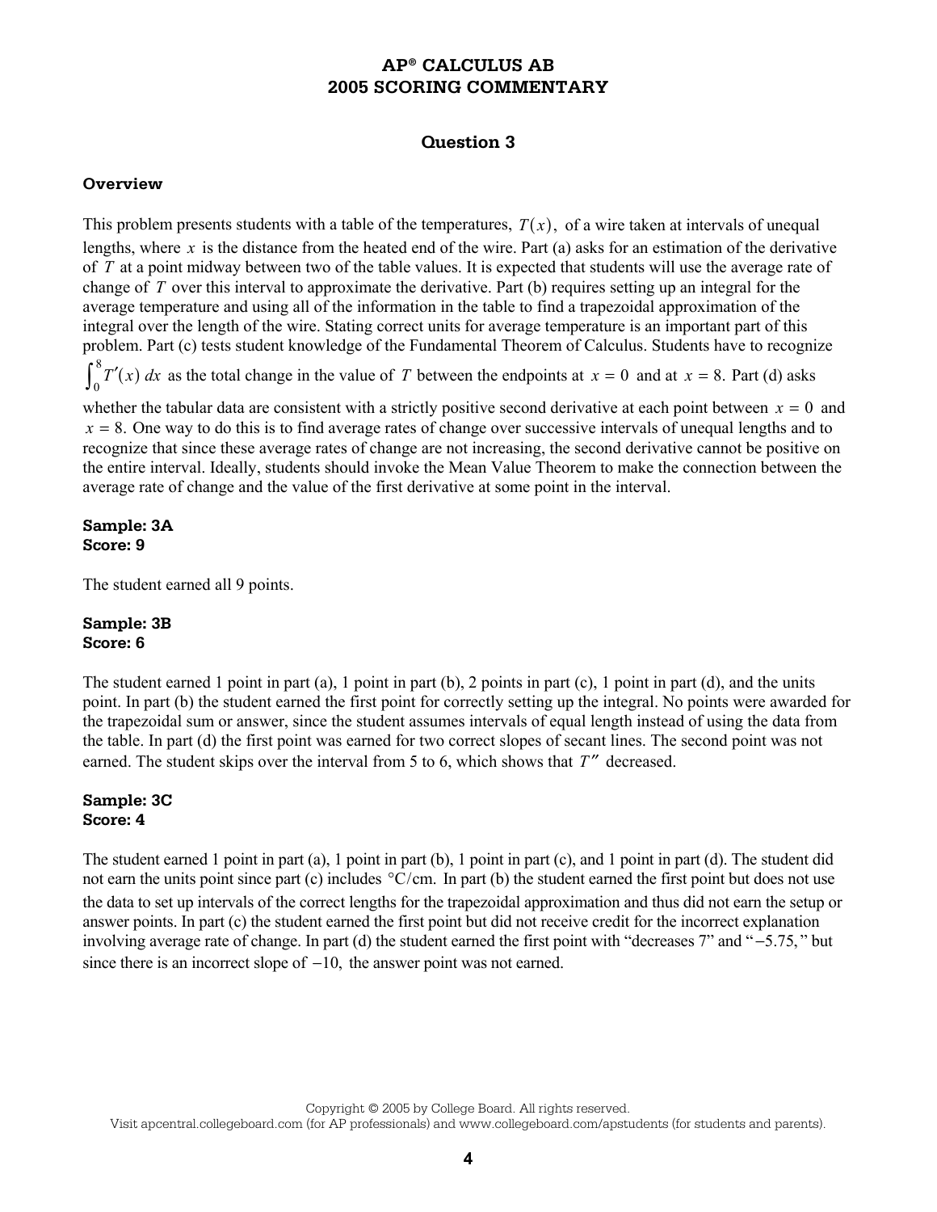# AP® CALCULUS AB
# 2005 SCORING COMMENTARY

## Question 3

**Overview**

This problem presents students with a table of the temperatures, $T(x)$, of a wire taken at intervals of unequal lengths, where $x$ is the distance from the heated end of the wire. Part (a) asks for an estimation of the derivative of $T$ at a point midway between two of the table values. It is expected that students will use the average rate of change of $T$ over this interval to approximate the derivative. Part (b) requires setting up an integral for the average temperature and using all of the information in the table to find a trapezoidal approximation of the integral over the length of the wire. Stating correct units for average temperature is an important part of this problem. Part (c) tests student knowledge of the Fundamental Theorem of Calculus. Students have to recognize $\int_0^8 T'(x)\,dx$ as the total change in the value of $T$ between the endpoints at $x = 0$ and at $x = 8$. Part (d) asks whether the tabular data are consistent with a strictly positive second derivative at each point between $x = 0$ and $x = 8$. One way to do this is to find average rates of change over successive intervals of unequal lengths and to recognize that since these average rates of change are not increasing, the second derivative cannot be positive on the entire interval. Ideally, students should invoke the Mean Value Theorem to make the connection between the average rate of change and the value of the first derivative at some point in the interval.

**Sample: 3A**
**Score: 9**

The student earned all 9 points.

**Sample: 3B**
**Score: 6**

The student earned 1 point in part (a), 1 point in part (b), 2 points in part (c), 1 point in part (d), and the units point. In part (b) the student earned the first point for correctly setting up the integral. No points were awarded for the trapezoidal sum or answer, since the student assumes intervals of equal length instead of using the data from the table. In part (d) the first point was earned for two correct slopes of secant lines. The second point was not earned. The student skips over the interval from 5 to 6, which shows that $T''$ decreased.

**Sample: 3C**
**Score: 4**

The student earned 1 point in part (a), 1 point in part (b), 1 point in part (c), and 1 point in part (d). The student did not earn the units point since part (c) includes $^\circ\text{C/cm}$. In part (b) the student earned the first point but does not use the data to set up intervals of the correct lengths for the trapezoidal approximation and thus did not earn the setup or answer points. In part (c) the student earned the first point but did not receive credit for the incorrect explanation involving average rate of change. In part (d) the student earned the first point with "decreases 7" and "$-5.75$," but since there is an incorrect slope of $-10$, the answer point was not earned.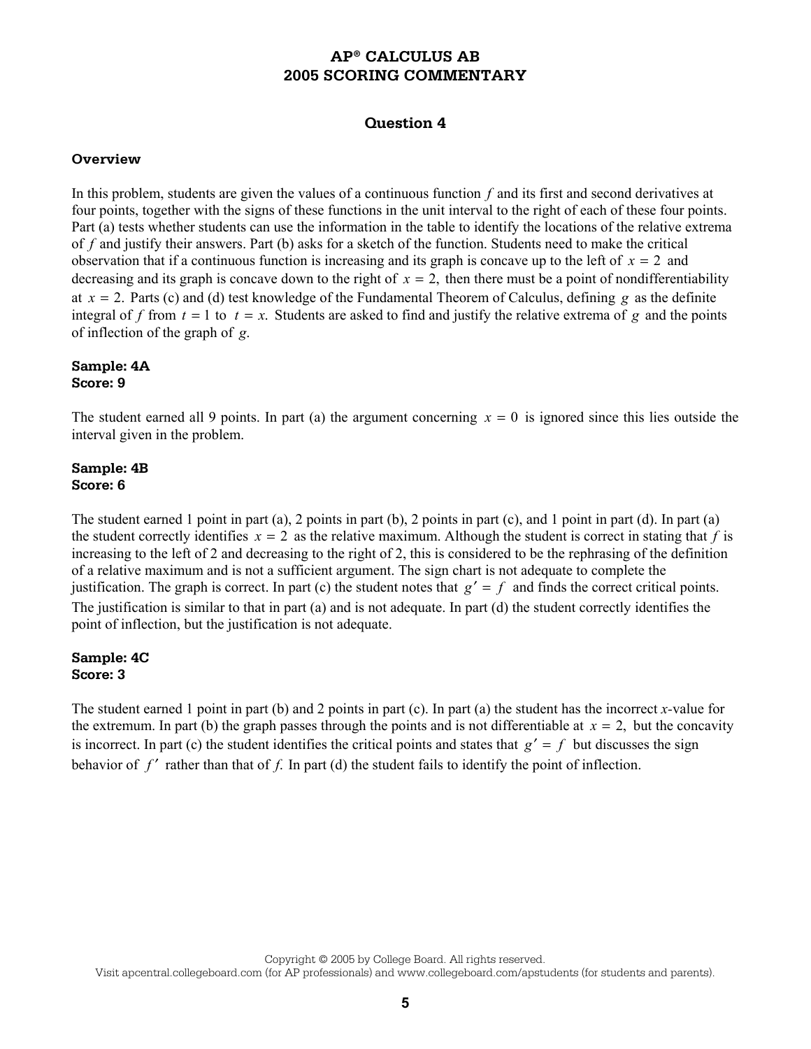# AP® CALCULUS AB 2005 SCORING COMMENTARY

## Question 4

### Overview

In this problem, students are given the values of a continuous function $f$ and its first and second derivatives at four points, together with the signs of these functions in the unit interval to the right of each of these four points. Part (a) tests whether students can use the information in the table to identify the locations of the relative extrema of $f$ and justify their answers. Part (b) asks for a sketch of the function. Students need to make the critical observation that if a continuous function is increasing and its graph is concave up to the left of $x = 2$ and decreasing and its graph is concave down to the right of $x = 2$, then there must be a point of nondifferentiability at $x = 2$. Parts (c) and (d) test knowledge of the Fundamental Theorem of Calculus, defining $g$ as the definite integral of $f$ from $t = 1$ to $t = x$. Students are asked to find and justify the relative extrema of $g$ and the points of inflection of the graph of $g$.

**Sample: 4A**
**Score: 9**

The student earned all 9 points. In part (a) the argument concerning $x = 0$ is ignored since this lies outside the interval given in the problem.

**Sample: 4B**
**Score: 6**

The student earned 1 point in part (a), 2 points in part (b), 2 points in part (c), and 1 point in part (d). In part (a) the student correctly identifies $x = 2$ as the relative maximum. Although the student is correct in stating that $f$ is increasing to the left of 2 and decreasing to the right of 2, this is considered to be the rephrasing of the definition of a relative maximum and is not a sufficient argument. The sign chart is not adequate to complete the justification. The graph is correct. In part (c) the student notes that $g' = f$ and finds the correct critical points. The justification is similar to that in part (a) and is not adequate. In part (d) the student correctly identifies the point of inflection, but the justification is not adequate.

**Sample: 4C**
**Score: 3**

The student earned 1 point in part (b) and 2 points in part (c). In part (a) the student has the incorrect $x$-value for the extremum. In part (b) the graph passes through the points and is not differentiable at $x = 2$, but the concavity is incorrect. In part (c) the student identifies the critical points and states that $g' = f$ but discusses the sign behavior of $f'$ rather than that of $f$. In part (d) the student fails to identify the point of inflection.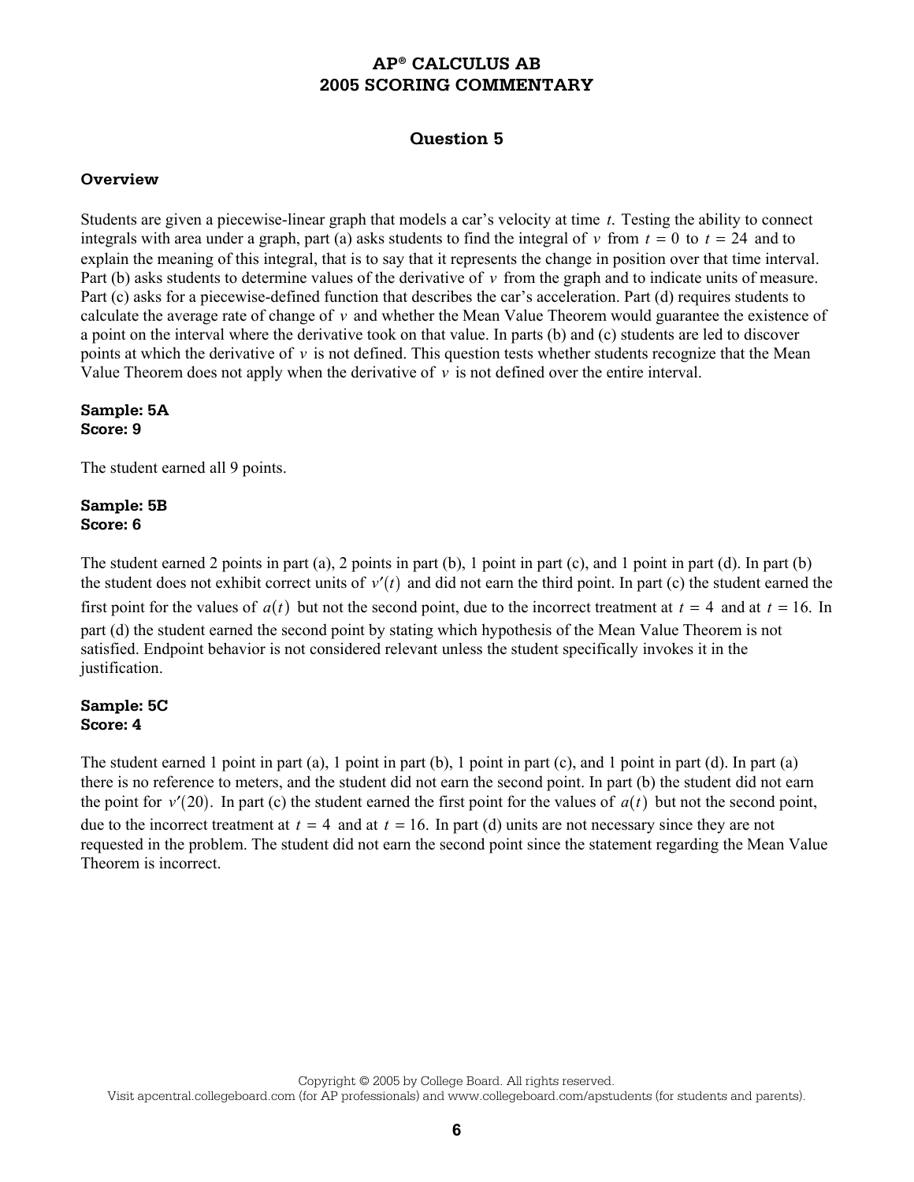# AP® CALCULUS AB
# 2005 SCORING COMMENTARY

## Question 5

### Overview

Students are given a piecewise-linear graph that models a car's velocity at time $t$. Testing the ability to connect integrals with area under a graph, part (a) asks students to find the integral of $v$ from $t = 0$ to $t = 24$ and to explain the meaning of this integral, that is to say that it represents the change in position over that time interval. Part (b) asks students to determine values of the derivative of $v$ from the graph and to indicate units of measure. Part (c) asks for a piecewise-defined function that describes the car's acceleration. Part (d) requires students to calculate the average rate of change of $v$ and whether the Mean Value Theorem would guarantee the existence of a point on the interval where the derivative took on that value. In parts (b) and (c) students are led to discover points at which the derivative of $v$ is not defined. This question tests whether students recognize that the Mean Value Theorem does not apply when the derivative of $v$ is not defined over the entire interval.

**Sample: 5A**
**Score: 9**

The student earned all 9 points.

**Sample: 5B**
**Score: 6**

The student earned 2 points in part (a), 2 points in part (b), 1 point in part (c), and 1 point in part (d). In part (b) the student does not exhibit correct units of $v'(t)$ and did not earn the third point. In part (c) the student earned the first point for the values of $a(t)$ but not the second point, due to the incorrect treatment at $t = 4$ and at $t = 16$. In part (d) the student earned the second point by stating which hypothesis of the Mean Value Theorem is not satisfied. Endpoint behavior is not considered relevant unless the student specifically invokes it in the justification.

**Sample: 5C**
**Score: 4**

The student earned 1 point in part (a), 1 point in part (b), 1 point in part (c), and 1 point in part (d). In part (a) there is no reference to meters, and the student did not earn the second point. In part (b) the student did not earn the point for $v'(20)$. In part (c) the student earned the first point for the values of $a(t)$ but not the second point, due to the incorrect treatment at $t = 4$ and at $t = 16$. In part (d) units are not necessary since they are not requested in the problem. The student did not earn the second point since the statement regarding the Mean Value Theorem is incorrect.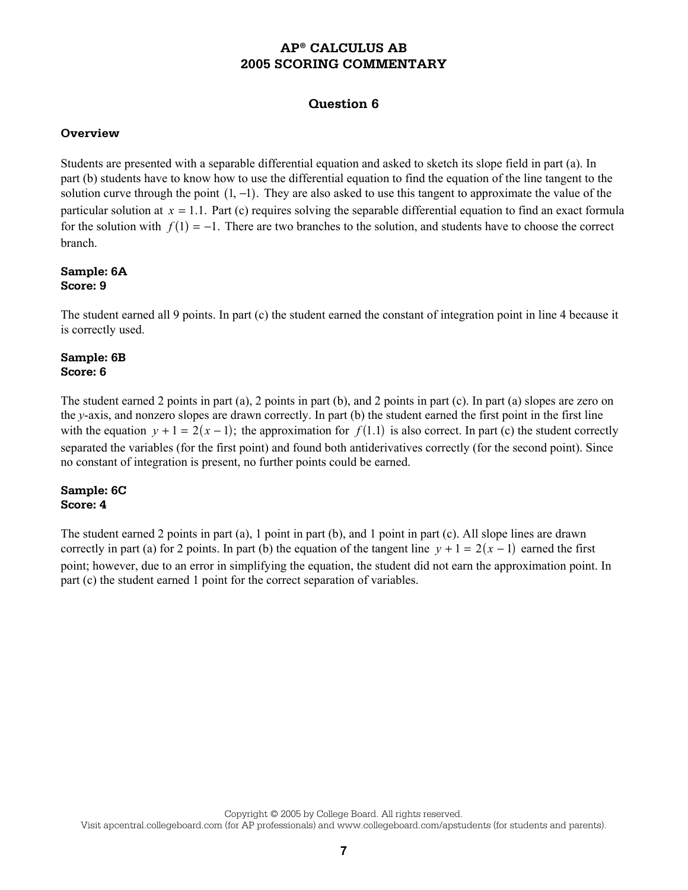# AP® CALCULUS AB
# 2005 SCORING COMMENTARY

## Question 6

**Overview**

Students are presented with a separable differential equation and asked to sketch its slope field in part (a). In part (b) students have to know how to use the differential equation to find the equation of the line tangent to the solution curve through the point $(1, -1)$. They are also asked to use this tangent to approximate the value of the particular solution at $x = 1.1$. Part (c) requires solving the separable differential equation to find an exact formula for the solution with $f(1) = -1$. There are two branches to the solution, and students have to choose the correct branch.

**Sample: 6A**
**Score: 9**

The student earned all 9 points. In part (c) the student earned the constant of integration point in line 4 because it is correctly used.

**Sample: 6B**
**Score: 6**

The student earned 2 points in part (a), 2 points in part (b), and 2 points in part (c). In part (a) slopes are zero on the *y*-axis, and nonzero slopes are drawn correctly. In part (b) the student earned the first point in the first line with the equation $y + 1 = 2(x - 1)$; the approximation for $f(1.1)$ is also correct. In part (c) the student correctly separated the variables (for the first point) and found both antiderivatives correctly (for the second point). Since no constant of integration is present, no further points could be earned.

**Sample: 6C**
**Score: 4**

The student earned 2 points in part (a), 1 point in part (b), and 1 point in part (c). All slope lines are drawn correctly in part (a) for 2 points. In part (b) the equation of the tangent line $y + 1 = 2(x - 1)$ earned the first point; however, due to an error in simplifying the equation, the student did not earn the approximation point. In part (c) the student earned 1 point for the correct separation of variables.